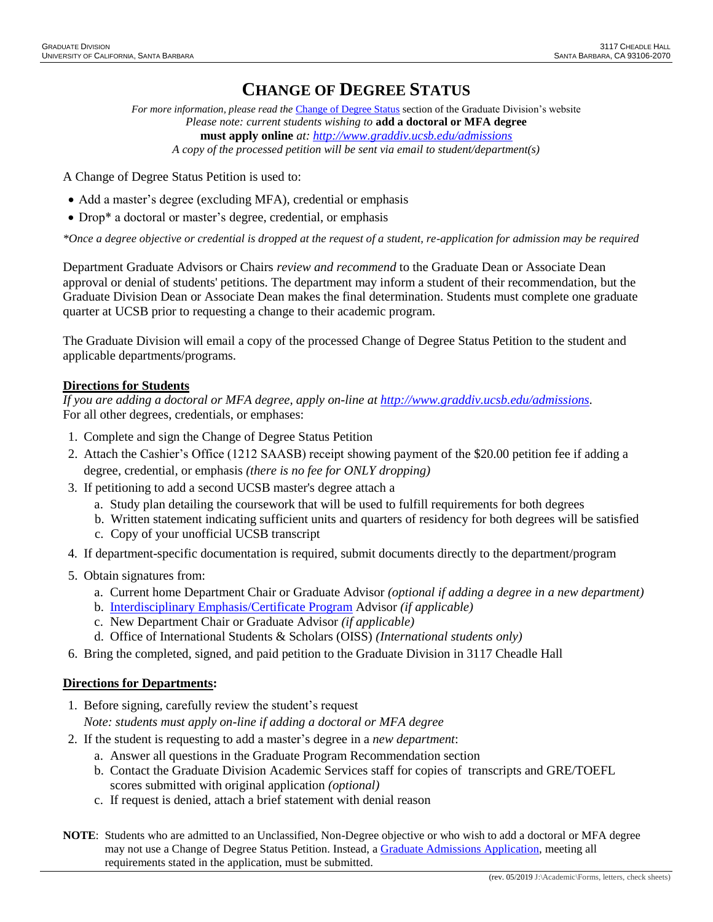# CHANGE OF DEGREE STATUS

*For more information, please read the* Change of Degree Status *section of the Graduate Division's website*
*Please note: current students wishing to* **add a doctoral or MFA degree must apply online** *at: http://www.graddiv.ucsb.edu/admissions*
*A copy of the processed petition will be sent via email to student/department(s)*

A Change of Degree Status Petition is used to:

- Add a master's degree (excluding MFA), credential or emphasis
- Drop* a doctoral or master's degree, credential, or emphasis

*\*Once a degree objective or credential is dropped at the request of a student, re-application for admission may be required*

Department Graduate Advisors or Chairs *review and recommend* to the Graduate Dean or Associate Dean approval or denial of students' petitions. The department may inform a student of their recommendation, but the Graduate Division Dean or Associate Dean makes the final determination. Students must complete one graduate quarter at UCSB prior to requesting a change to their academic program.

The Graduate Division will email a copy of the processed Change of Degree Status Petition to the student and applicable departments/programs.

**Directions for Students**

*If you are adding a doctoral or MFA degree, apply on-line at http://www.graddiv.ucsb.edu/admissions.*
For all other degrees, credentials, or emphases:

1. Complete and sign the Change of Degree Status Petition
2. Attach the Cashier's Office (1212 SAASB) receipt showing payment of the $20.00 petition fee if adding a degree, credential, or emphasis *(there is no fee for ONLY dropping)*
3. If petitioning to add a second UCSB master's degree attach a
   a. Study plan detailing the coursework that will be used to fulfill requirements for both degrees
   b. Written statement indicating sufficient units and quarters of residency for both degrees will be satisfied
   c. Copy of your unofficial UCSB transcript
4. If department-specific documentation is required, submit documents directly to the department/program
5. Obtain signatures from:
   a. Current home Department Chair or Graduate Advisor *(optional if adding a degree in a new department)*
   b. Interdisciplinary Emphasis/Certificate Program Advisor *(if applicable)*
   c. New Department Chair or Graduate Advisor *(if applicable)*
   d. Office of International Students & Scholars (OISS) *(International students only)*
6. Bring the completed, signed, and paid petition to the Graduate Division in 3117 Cheadle Hall

**Directions for Departments:**

1. Before signing, carefully review the student's request
   *Note: students must apply on-line if adding a doctoral or MFA degree*
2. If the student is requesting to add a master's degree in a *new department*:
   a. Answer all questions in the Graduate Program Recommendation section
   b. Contact the Graduate Division Academic Services staff for copies of transcripts and GRE/TOEFL scores submitted with original application *(optional)*
   c. If request is denied, attach a brief statement with denial reason

**NOTE**: Students who are admitted to an Unclassified, Non-Degree objective or who wish to add a doctoral or MFA degree may not use a Change of Degree Status Petition. Instead, a Graduate Admissions Application, meeting all requirements stated in the application, must be submitted.

(rev. 05/2019 J:\Academic\Forms, letters, check sheets)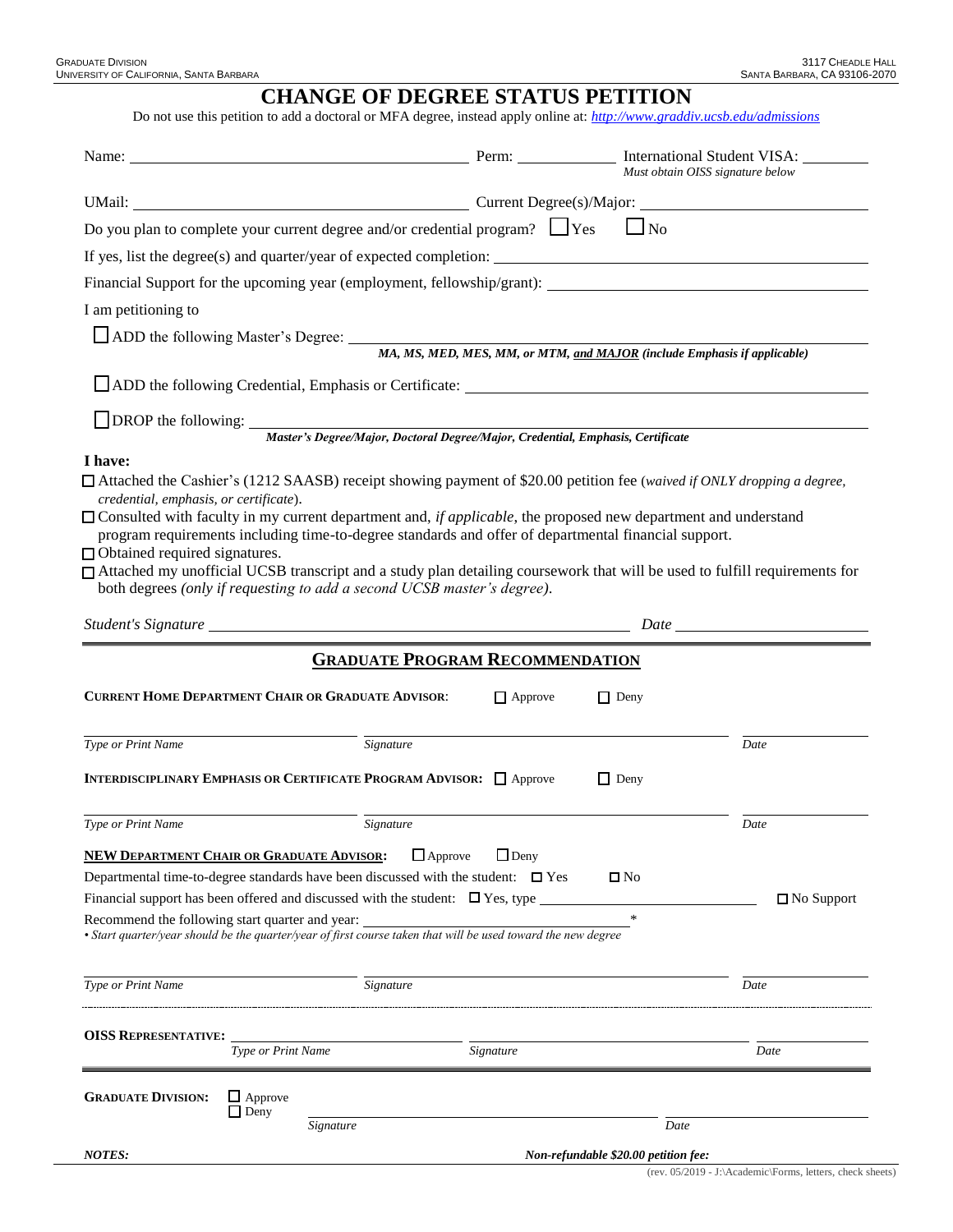GRADUATE DIVISION
UNIVERSITY OF CALIFORNIA, SANTA BARBARA

3117 CHEADLE HALL
SANTA BARBARA, CA 93106-2070

# CHANGE OF DEGREE STATUS PETITION

Do not use this petition to add a doctoral or MFA degree, instead apply online at: *http://www.graddiv.ucsb.edu/admissions*

Name: ______________________ Perm: ____________ International Student VISA: ________
*Must obtain OISS signature below*

UMail: ______________________ Current Degree(s)/Major: ______________________

Do you plan to complete your current degree and/or credential program? ☐ Yes ☐ No

If yes, list the degree(s) and quarter/year of expected completion: ______________________

Financial Support for the upcoming year (employment, fellowship/grant): ______________________

I am petitioning to

☐ ADD the following Master's Degree: ______________________
***MA, MS, MED, MES, MM, or MTM, and MAJOR (include Emphasis if applicable)***

☐ ADD the following Credential, Emphasis or Certificate: ______________________

☐ DROP the following: ______________________
***Master's Degree/Major, Doctoral Degree/Major, Credential, Emphasis, Certificate***

**I have:**

☐ Attached the Cashier's (1212 SAASB) receipt showing payment of $20.00 petition fee (*waived if ONLY dropping a degree, credential, emphasis, or certificate*).
☐ Consulted with faculty in my current department and, *if applicable*, the proposed new department and understand program requirements including time-to-degree standards and offer of departmental financial support.
☐ Obtained required signatures.
☐ Attached my unofficial UCSB transcript and a study plan detailing coursework that will be used to fulfill requirements for both degrees *(only if requesting to add a second UCSB master's degree)*.

*Student's Signature* ______________________ *Date* ____________

## GRADUATE PROGRAM RECOMMENDATION

**CURRENT HOME DEPARTMENT CHAIR OR GRADUATE ADVISOR:** ☐ Approve ☐ Deny

*Type or Print Name* ____________ *Signature* ____________ *Date* ____________

**INTERDISCIPLINARY EMPHASIS OR CERTIFICATE PROGRAM ADVISOR:** ☐ Approve ☐ Deny

*Type or Print Name* ____________ *Signature* ____________ *Date* ____________

**NEW DEPARTMENT CHAIR OR GRADUATE ADVISOR:** ☐ Approve ☐ Deny

Departmental time-to-degree standards have been discussed with the student: ☐ Yes ☐ No

Financial support has been offered and discussed with the student: ☐ Yes, type ______________________ ☐ No Support

Recommend the following start quarter and year: ______________________ *

*• Start quarter/year should be the quarter/year of first course taken that will be used toward the new degree*

*Type or Print Name* ____________ *Signature* ____________ *Date* ____________

**OISS REPRESENTATIVE:** *Type or Print Name* ____________ *Signature* ____________ *Date* ____________

**GRADUATE DIVISION:** ☐ Approve ☐ Deny *Signature* ____________ *Date* ____________

***NOTES:*** ***Non-refundable $20.00 petition fee:***

(rev. 05/2019 - J:\Academic\Forms, letters, check sheets)